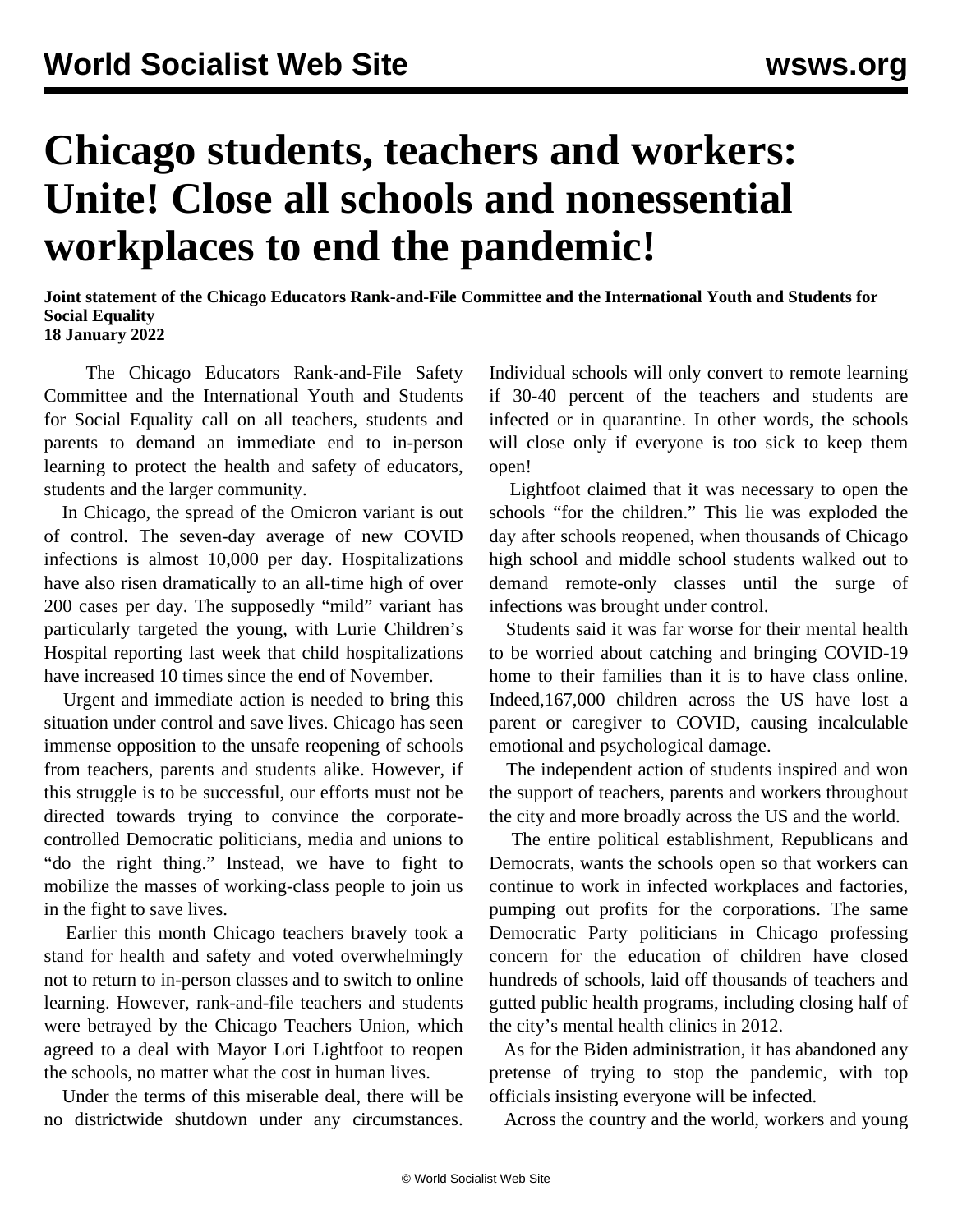# Chicago students, teachers and workers: Unite! Close all schools and nonessential workplaces to end the pandemic!

**Joint statement of the Chicago Educators Rank-and-File Committee and the International Youth and Students for Social Equality**
**18 January 2022**

The Chicago Educators Rank-and-File Safety Committee and the International Youth and Students for Social Equality call on all teachers, students and parents to demand an immediate end to in-person learning to protect the health and safety of educators, students and the larger community.

In Chicago, the spread of the Omicron variant is out of control. The seven-day average of new COVID infections is almost 10,000 per day. Hospitalizations have also risen dramatically to an all-time high of over 200 cases per day. The supposedly "mild" variant has particularly targeted the young, with Lurie Children's Hospital reporting last week that child hospitalizations have increased 10 times since the end of November.

Urgent and immediate action is needed to bring this situation under control and save lives. Chicago has seen immense opposition to the unsafe reopening of schools from teachers, parents and students alike. However, if this struggle is to be successful, our efforts must not be directed towards trying to convince the corporate-controlled Democratic politicians, media and unions to "do the right thing." Instead, we have to fight to mobilize the masses of working-class people to join us in the fight to save lives.

Earlier this month Chicago teachers bravely took a stand for health and safety and voted overwhelmingly not to return to in-person classes and to switch to online learning. However, rank-and-file teachers and students were betrayed by the Chicago Teachers Union, which agreed to a deal with Mayor Lori Lightfoot to reopen the schools, no matter what the cost in human lives.

Under the terms of this miserable deal, there will be no districtwide shutdown under any circumstances. Individual schools will only convert to remote learning if 30-40 percent of the teachers and students are infected or in quarantine. In other words, the schools will close only if everyone is too sick to keep them open!

Lightfoot claimed that it was necessary to open the schools "for the children." This lie was exploded the day after schools reopened, when thousands of Chicago high school and middle school students walked out to demand remote-only classes until the surge of infections was brought under control.

Students said it was far worse for their mental health to be worried about catching and bringing COVID-19 home to their families than it is to have class online. Indeed,167,000 children across the US have lost a parent or caregiver to COVID, causing incalculable emotional and psychological damage.

The independent action of students inspired and won the support of teachers, parents and workers throughout the city and more broadly across the US and the world.

The entire political establishment, Republicans and Democrats, wants the schools open so that workers can continue to work in infected workplaces and factories, pumping out profits for the corporations. The same Democratic Party politicians in Chicago professing concern for the education of children have closed hundreds of schools, laid off thousands of teachers and gutted public health programs, including closing half of the city's mental health clinics in 2012.

As for the Biden administration, it has abandoned any pretense of trying to stop the pandemic, with top officials insisting everyone will be infected.

Across the country and the world, workers and young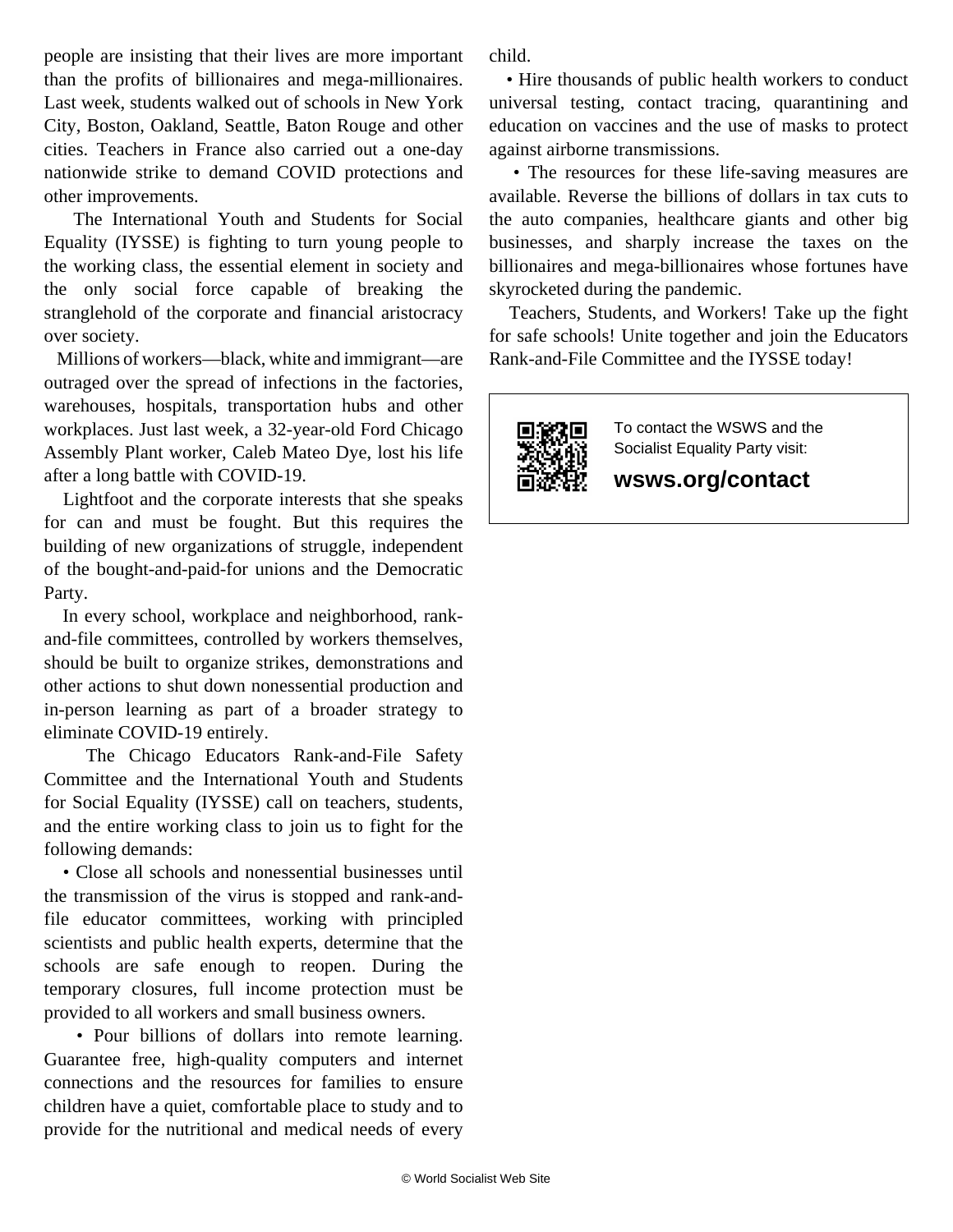people are insisting that their lives are more important than the profits of billionaires and mega-millionaires. Last week, students walked out of schools in New York City, Boston, Oakland, Seattle, Baton Rouge and other cities. Teachers in France also carried out a one-day nationwide strike to demand COVID protections and other improvements.

The International Youth and Students for Social Equality (IYSSE) is fighting to turn young people to the working class, the essential element in society and the only social force capable of breaking the stranglehold of the corporate and financial aristocracy over society.

Millions of workers—black, white and immigrant—are outraged over the spread of infections in the factories, warehouses, hospitals, transportation hubs and other workplaces. Just last week, a 32-year-old Ford Chicago Assembly Plant worker, Caleb Mateo Dye, lost his life after a long battle with COVID-19.

Lightfoot and the corporate interests that she speaks for can and must be fought. But this requires the building of new organizations of struggle, independent of the bought-and-paid-for unions and the Democratic Party.

In every school, workplace and neighborhood, rank-and-file committees, controlled by workers themselves, should be built to organize strikes, demonstrations and other actions to shut down nonessential production and in-person learning as part of a broader strategy to eliminate COVID-19 entirely.

The Chicago Educators Rank-and-File Safety Committee and the International Youth and Students for Social Equality (IYSSE) call on teachers, students, and the entire working class to join us to fight for the following demands:

- Close all schools and nonessential businesses until the transmission of the virus is stopped and rank-and-file educator committees, working with principled scientists and public health experts, determine that the schools are safe enough to reopen. During the temporary closures, full income protection must be provided to all workers and small business owners.
- Pour billions of dollars into remote learning. Guarantee free, high-quality computers and internet connections and the resources for families to ensure children have a quiet, comfortable place to study and to provide for the nutritional and medical needs of every child.
- Hire thousands of public health workers to conduct universal testing, contact tracing, quarantining and education on vaccines and the use of masks to protect against airborne transmissions.
- The resources for these life-saving measures are available. Reverse the billions of dollars in tax cuts to the auto companies, healthcare giants and other big businesses, and sharply increase the taxes on the billionaires and mega-billionaires whose fortunes have skyrocketed during the pandemic.

Teachers, Students, and Workers! Take up the fight for safe schools! Unite together and join the Educators Rank-and-File Committee and the IYSSE today!

To contact the WSWS and the Socialist Equality Party visit:

**wsws.org/contact**